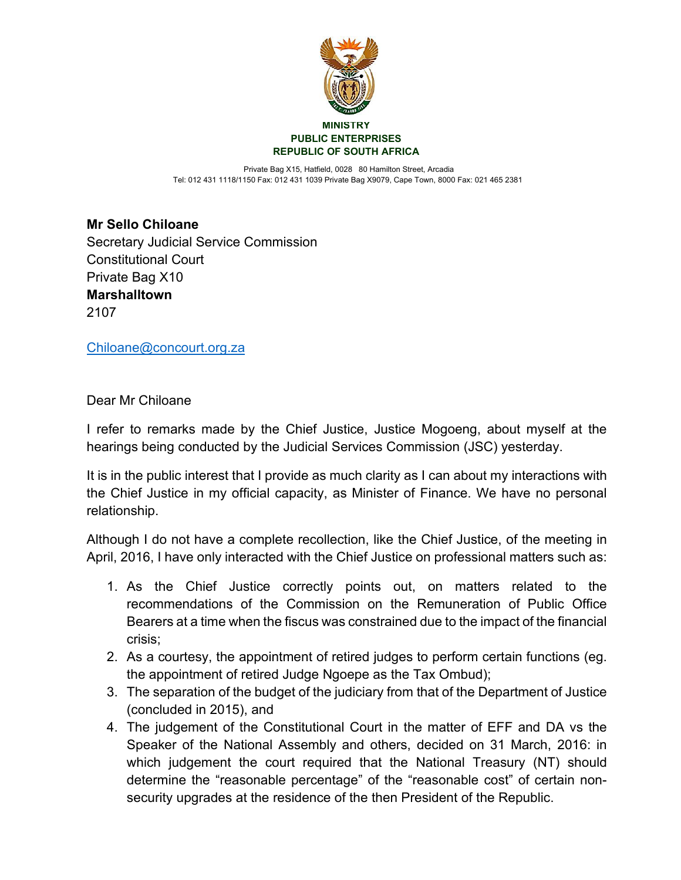**MINISTRY**
**PUBLIC ENTERPRISES**
**REPUBLIC OF SOUTH AFRICA**

Private Bag X15, Hatfield, 0028 80 Hamilton Street, Arcadia
Tel: 012 431 1118/1150 Fax: 012 431 1039 Private Bag X9079, Cape Town, 8000 Fax: 021 465 2381

**Mr Sello Chiloane**
Secretary Judicial Service Commission
Constitutional Court
Private Bag X10
**Marshalltown**
2107

Chiloane@concourt.org.za

Dear Mr Chiloane

I refer to remarks made by the Chief Justice, Justice Mogoeng, about myself at the hearings being conducted by the Judicial Services Commission (JSC) yesterday.

It is in the public interest that I provide as much clarity as I can about my interactions with the Chief Justice in my official capacity, as Minister of Finance. We have no personal relationship.

Although I do not have a complete recollection, like the Chief Justice, of the meeting in April, 2016, I have only interacted with the Chief Justice on professional matters such as:

1. As the Chief Justice correctly points out, on matters related to the recommendations of the Commission on the Remuneration of Public Office Bearers at a time when the fiscus was constrained due to the impact of the financial crisis;
2. As a courtesy, the appointment of retired judges to perform certain functions (eg. the appointment of retired Judge Ngoepe as the Tax Ombud);
3. The separation of the budget of the judiciary from that of the Department of Justice (concluded in 2015), and
4. The judgement of the Constitutional Court in the matter of EFF and DA vs the Speaker of the National Assembly and others, decided on 31 March, 2016: in which judgement the court required that the National Treasury (NT) should determine the "reasonable percentage" of the "reasonable cost" of certain non-security upgrades at the residence of the then President of the Republic.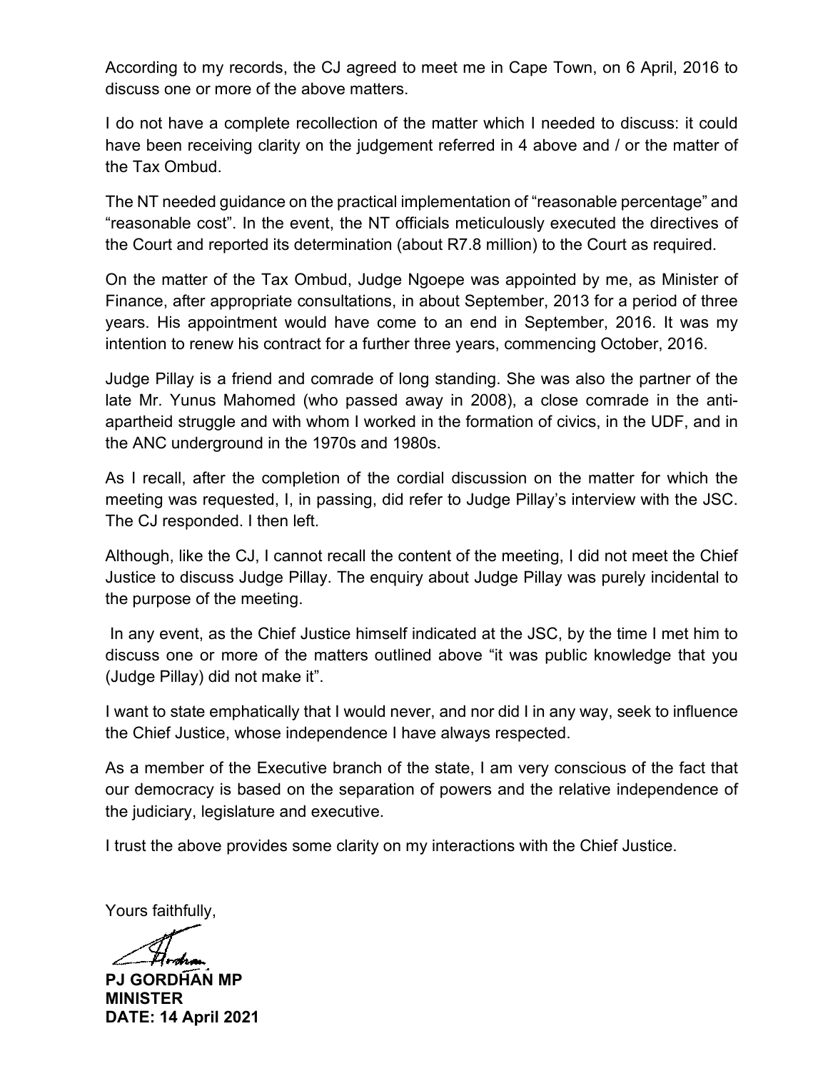According to my records, the CJ agreed to meet me in Cape Town, on 6 April, 2016 to discuss one or more of the above matters.

I do not have a complete recollection of the matter which I needed to discuss: it could have been receiving clarity on the judgement referred in 4 above and / or the matter of the Tax Ombud.

The NT needed guidance on the practical implementation of "reasonable percentage" and "reasonable cost". In the event, the NT officials meticulously executed the directives of the Court and reported its determination (about R7.8 million) to the Court as required.

On the matter of the Tax Ombud, Judge Ngoepe was appointed by me, as Minister of Finance, after appropriate consultations, in about September, 2013 for a period of three years. His appointment would have come to an end in September, 2016. It was my intention to renew his contract for a further three years, commencing October, 2016.

Judge Pillay is a friend and comrade of long standing. She was also the partner of the late Mr. Yunus Mahomed (who passed away in 2008), a close comrade in the anti-apartheid struggle and with whom I worked in the formation of civics, in the UDF, and in the ANC underground in the 1970s and 1980s.

As I recall, after the completion of the cordial discussion on the matter for which the meeting was requested, I, in passing, did refer to Judge Pillay's interview with the JSC. The CJ responded. I then left.

Although, like the CJ, I cannot recall the content of the meeting, I did not meet the Chief Justice to discuss Judge Pillay. The enquiry about Judge Pillay was purely incidental to the purpose of the meeting.

In any event, as the Chief Justice himself indicated at the JSC, by the time I met him to discuss one or more of the matters outlined above "it was public knowledge that you (Judge Pillay) did not make it".

I want to state emphatically that I would never, and nor did I in any way, seek to influence the Chief Justice, whose independence I have always respected.

As a member of the Executive branch of the state, I am very conscious of the fact that our democracy is based on the separation of powers and the relative independence of the judiciary, legislature and executive.

I trust the above provides some clarity on my interactions with the Chief Justice.

Yours faithfully,

**PJ GORDHAN MP**
**MINISTER**
**DATE: 14 April 2021**